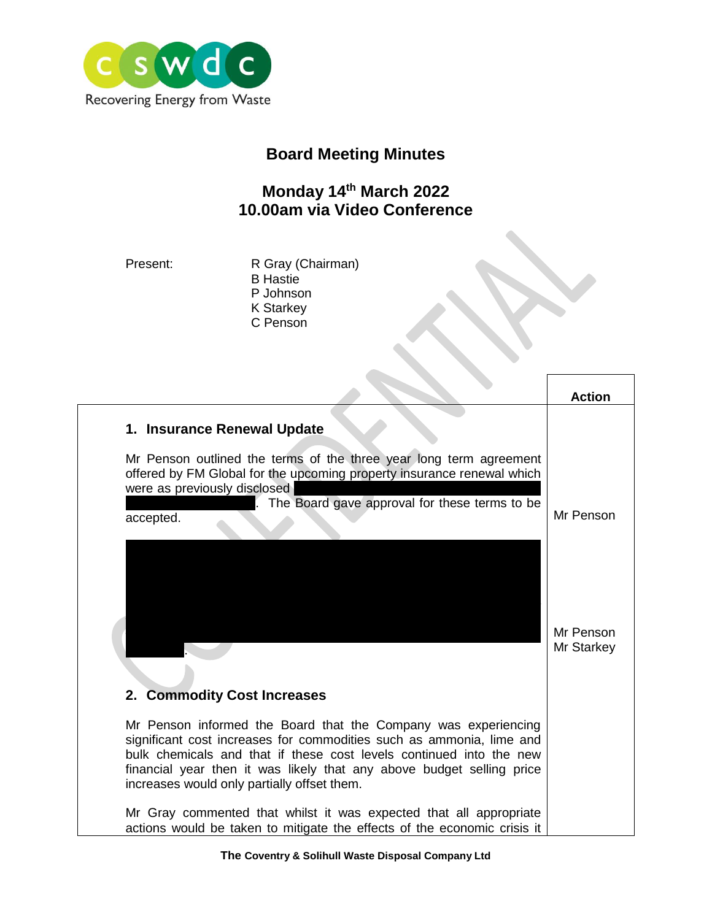cswdc

Recovering Energy from Waste

# Board Meeting Minutes

## Monday 14th March 2022
## 10.00am via Video Conference

Present: R Gray (Chairman)
B Hastie
P Johnson
K Starkey
C Penson

| | Action |
|---|---|
| **1. Insurance Renewal Update**<br><br>Mr Penson outlined the terms of the three year long term agreement offered by FM Global for the upcoming property insurance renewal which were as previously disclosed [REDACTED]. The Board gave approval for these terms to be accepted. | Mr Penson |
| [REDACTED]. | Mr Penson<br>Mr Starkey |
| **2. Commodity Cost Increases**<br><br>Mr Penson informed the Board that the Company was experiencing significant cost increases for commodities such as ammonia, lime and bulk chemicals and that if these cost levels continued into the new financial year then it was likely that any above budget selling price increases would only partially offset them.<br><br>Mr Gray commented that whilst it was expected that all appropriate actions would be taken to mitigate the effects of the economic crisis it | |

The Coventry & Solihull Waste Disposal Company Ltd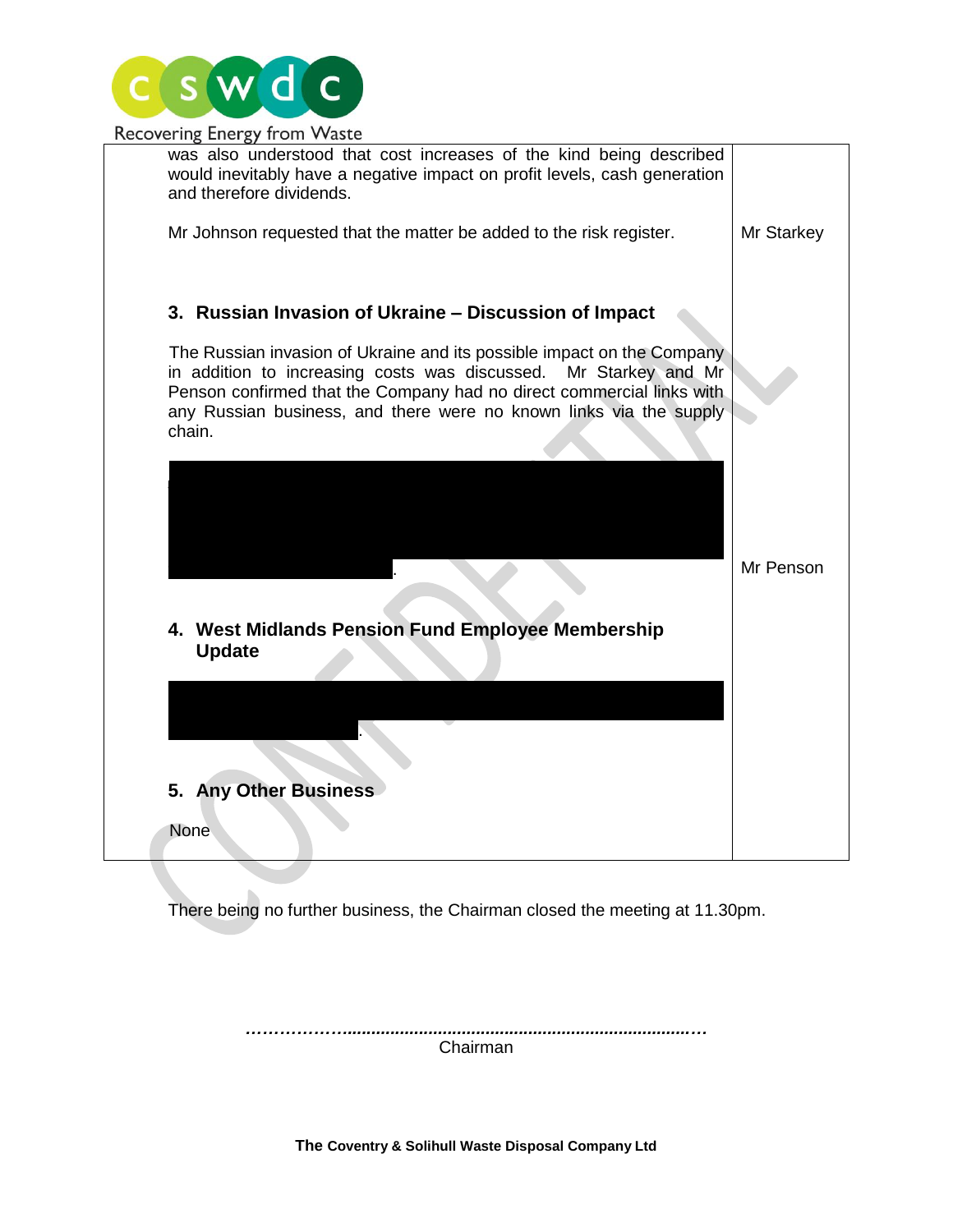| | |
|---|---|
| was also understood that cost increases of the kind being described would inevitably have a negative impact on profit levels, cash generation and therefore dividends. | |
| Mr Johnson requested that the matter be added to the risk register. | Mr Starkey |
| **3. Russian Invasion of Ukraine – Discussion of Impact** | |
| The Russian invasion of Ukraine and its possible impact on the Company in addition to increasing costs was discussed. Mr Starkey and Mr Penson confirmed that the Company had no direct commercial links with any Russian business, and there were no known links via the supply chain. | |
| [REDACTED]. | Mr Penson |
| **4. West Midlands Pension Fund Employee Membership Update** | |
| [REDACTED]. | |
| **5. Any Other Business** | |
| None | |

There being no further business, the Chairman closed the meeting at 11.30pm.

……………………………………………………………………………

Chairman

**The Coventry & Solihull Waste Disposal Company Ltd**